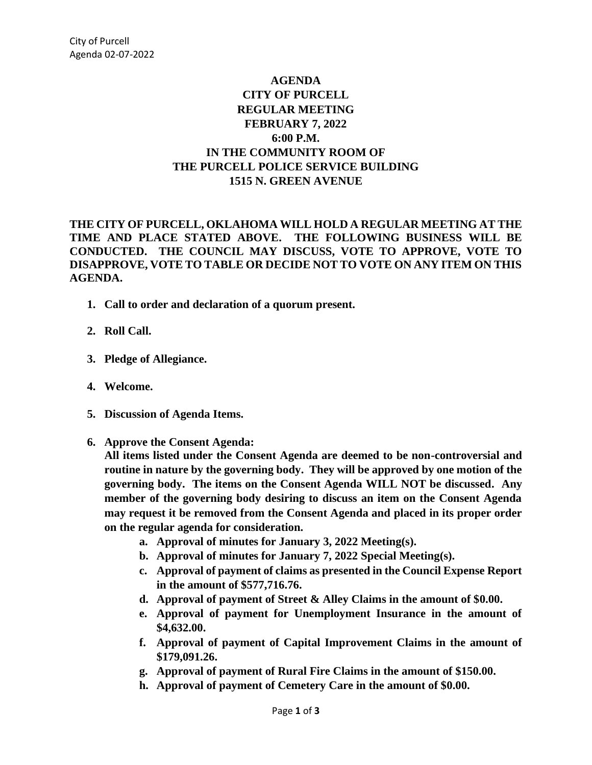# AGENDA
# CITY OF PURCELL
# REGULAR MEETING
# FEBRUARY 7, 2022
# 6:00 P.M.
# IN THE COMMUNITY ROOM OF
# THE PURCELL POLICE SERVICE BUILDING
# 1515 N. GREEN AVENUE

**THE CITY OF PURCELL, OKLAHOMA WILL HOLD A REGULAR MEETING AT THE TIME AND PLACE STATED ABOVE. THE FOLLOWING BUSINESS WILL BE CONDUCTED. THE COUNCIL MAY DISCUSS, VOTE TO APPROVE, VOTE TO DISAPPROVE, VOTE TO TABLE OR DECIDE NOT TO VOTE ON ANY ITEM ON THIS AGENDA.**

1. **Call to order and declaration of a quorum present.**

2. **Roll Call.**

3. **Pledge of Allegiance.**

4. **Welcome.**

5. **Discussion of Agenda Items.**

6. **Approve the Consent Agenda:**
   **All items listed under the Consent Agenda are deemed to be non-controversial and routine in nature by the governing body. They will be approved by one motion of the governing body. The items on the Consent Agenda WILL NOT be discussed. Any member of the governing body desiring to discuss an item on the Consent Agenda may request it be removed from the Consent Agenda and placed in its proper order on the regular agenda for consideration.**
   a. **Approval of minutes for January 3, 2022 Meeting(s).**
   b. **Approval of minutes for January 7, 2022 Special Meeting(s).**
   c. **Approval of payment of claims as presented in the Council Expense Report in the amount of $577,716.76.**
   d. **Approval of payment of Street & Alley Claims in the amount of $0.00.**
   e. **Approval of payment for Unemployment Insurance in the amount of $4,632.00.**
   f. **Approval of payment of Capital Improvement Claims in the amount of $179,091.26.**
   g. **Approval of payment of Rural Fire Claims in the amount of $150.00.**
   h. **Approval of payment of Cemetery Care in the amount of $0.00.**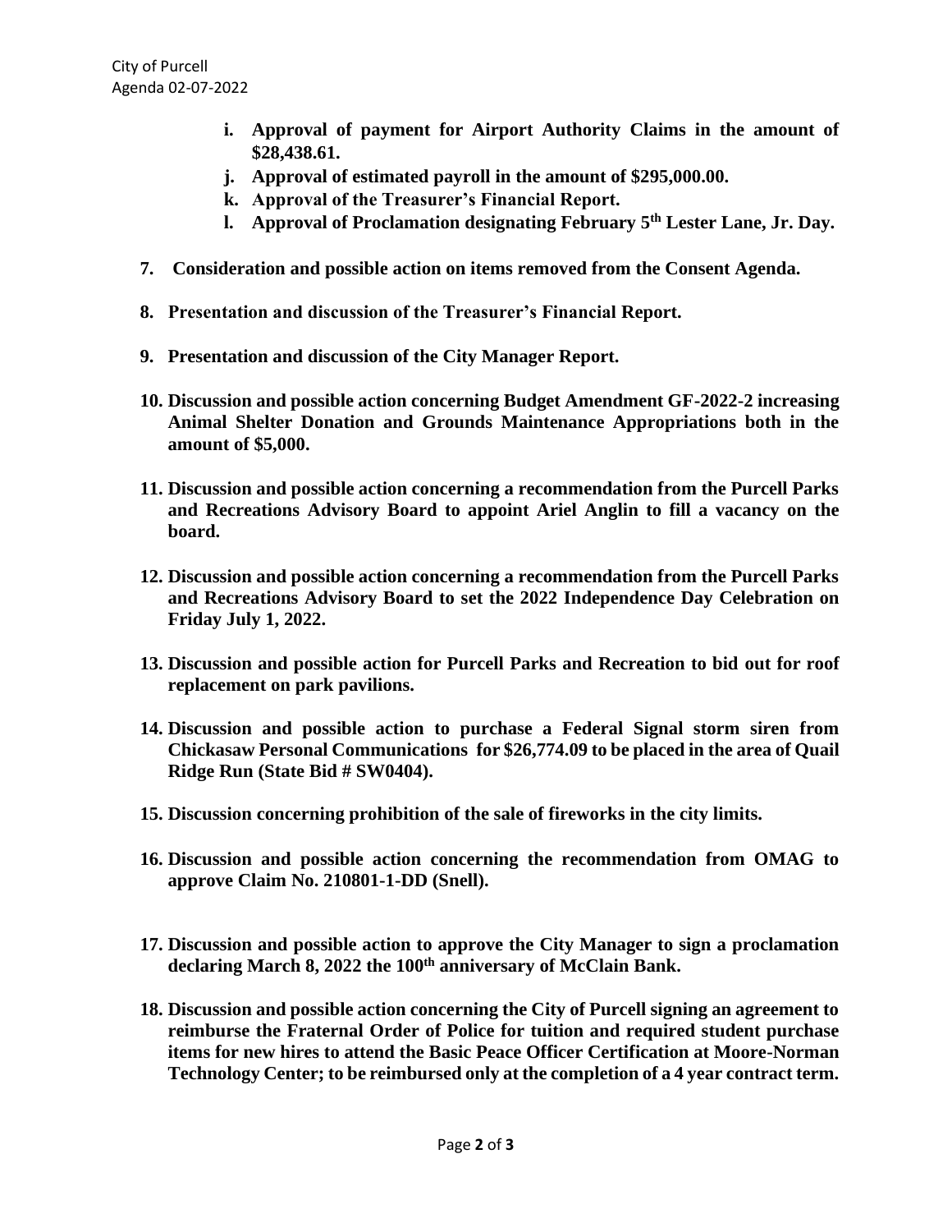- **i. Approval of payment for Airport Authority Claims in the amount of $28,438.61.**
- **j. Approval of estimated payroll in the amount of $295,000.00.**
- **k. Approval of the Treasurer's Financial Report.**
- **l. Approval of Proclamation designating February 5th Lester Lane, Jr. Day.**

**7. Consideration and possible action on items removed from the Consent Agenda.**

**8. Presentation and discussion of the Treasurer's Financial Report.**

**9. Presentation and discussion of the City Manager Report.**

**10. Discussion and possible action concerning Budget Amendment GF-2022-2 increasing Animal Shelter Donation and Grounds Maintenance Appropriations both in the amount of $5,000.**

**11. Discussion and possible action concerning a recommendation from the Purcell Parks and Recreations Advisory Board to appoint Ariel Anglin to fill a vacancy on the board.**

**12. Discussion and possible action concerning a recommendation from the Purcell Parks and Recreations Advisory Board to set the 2022 Independence Day Celebration on Friday July 1, 2022.**

**13. Discussion and possible action for Purcell Parks and Recreation to bid out for roof replacement on park pavilions.**

**14. Discussion and possible action to purchase a Federal Signal storm siren from Chickasaw Personal Communications for $26,774.09 to be placed in the area of Quail Ridge Run (State Bid # SW0404).**

**15. Discussion concerning prohibition of the sale of fireworks in the city limits.**

**16. Discussion and possible action concerning the recommendation from OMAG to approve Claim No. 210801-1-DD (Snell).**

**17. Discussion and possible action to approve the City Manager to sign a proclamation declaring March 8, 2022 the 100th anniversary of McClain Bank.**

**18. Discussion and possible action concerning the City of Purcell signing an agreement to reimburse the Fraternal Order of Police for tuition and required student purchase items for new hires to attend the Basic Peace Officer Certification at Moore-Norman Technology Center; to be reimbursed only at the completion of a 4 year contract term.**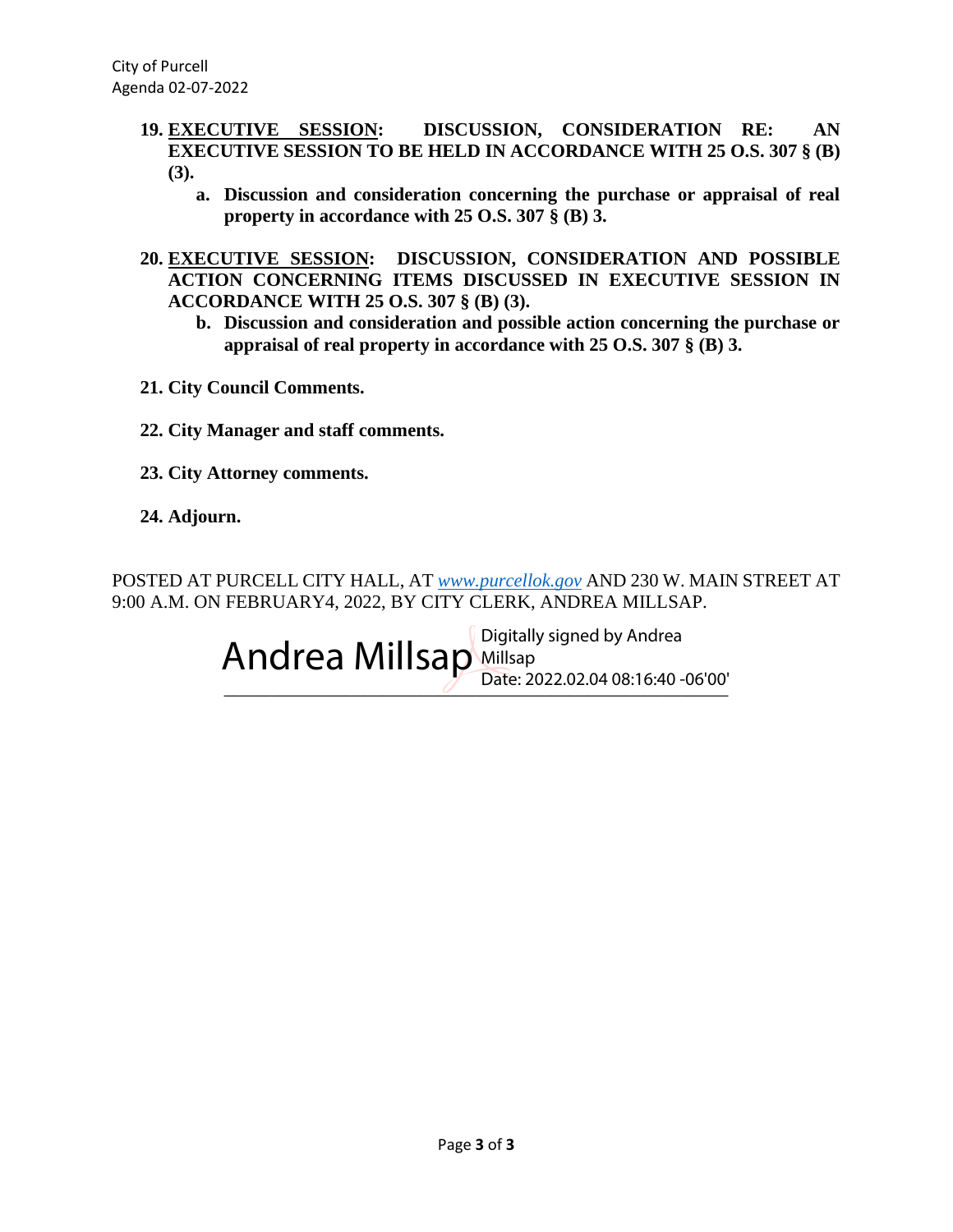19. **<u>EXECUTIVE SESSION</u>: DISCUSSION, CONSIDERATION RE: AN EXECUTIVE SESSION TO BE HELD IN ACCORDANCE WITH 25 O.S. 307 § (B) (3).**
    a. **Discussion and consideration concerning the purchase or appraisal of real property in accordance with 25 O.S. 307 § (B) 3.**

20. **<u>EXECUTIVE SESSION</u>: DISCUSSION, CONSIDERATION AND POSSIBLE ACTION CONCERNING ITEMS DISCUSSED IN EXECUTIVE SESSION IN ACCORDANCE WITH 25 O.S. 307 § (B) (3).**
    b. **Discussion and consideration and possible action concerning the purchase or appraisal of real property in accordance with 25 O.S. 307 § (B) 3.**

21. **City Council Comments.**

22. **City Manager and staff comments.**

23. **City Attorney comments.**

24. **Adjourn.**

POSTED AT PURCELL CITY HALL, AT *www.purcellok.gov* AND 230 W. MAIN STREET AT 9:00 A.M. ON FEBRUARY4, 2022, BY CITY CLERK, ANDREA MILLSAP.

Andrea Millsap
Digitally signed by Andrea Millsap
Date: 2022.02.04 08:16:40 -06'00'